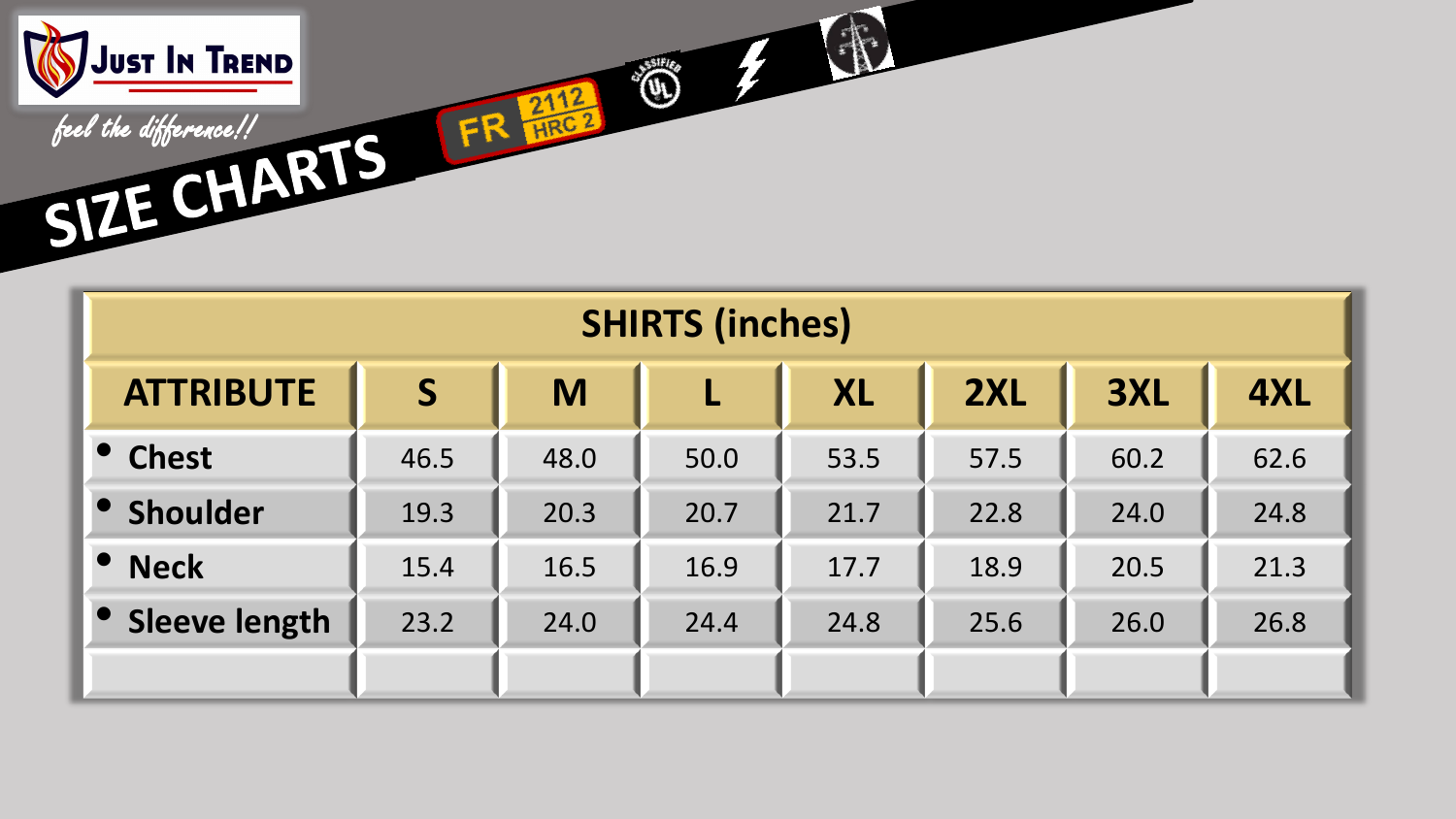Just In Trend

*feel the difference!!*

# SIZE CHARTS

FR 2112 HRC 2

## SHIRTS (inches)

| ATTRIBUTE | S | M | L | XL | 2XL | 3XL | 4XL |
|---|---|---|---|---|---|---|---|
| • Chest | 46.5 | 48.0 | 50.0 | 53.5 | 57.5 | 60.2 | 62.6 |
| • Shoulder | 19.3 | 20.3 | 20.7 | 21.7 | 22.8 | 24.0 | 24.8 |
| • Neck | 15.4 | 16.5 | 16.9 | 17.7 | 18.9 | 20.5 | 21.3 |
| • Sleeve length | 23.2 | 24.0 | 24.4 | 24.8 | 25.6 | 26.0 | 26.8 |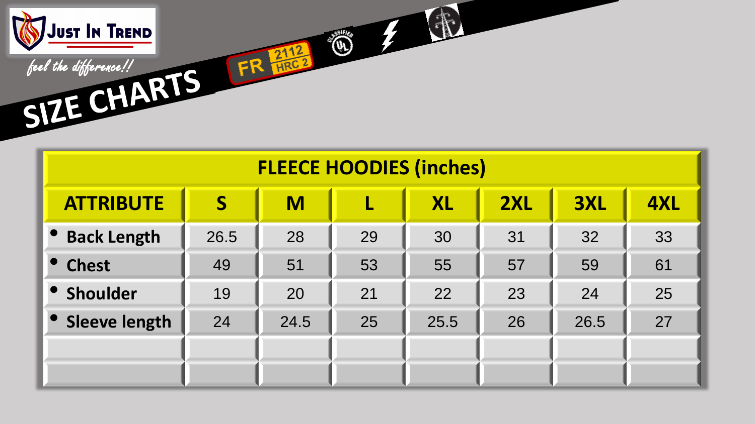JUST IN TREND

*feel the difference!!*

# SIZE CHARTS

FR 2112 HRC 2

## FLEECE HOODIES (inches)

| ATTRIBUTE | S | M | L | XL | 2XL | 3XL | 4XL |
|---|---|---|---|---|---|---|---|
| • **Back Length** | 26.5 | 28 | 29 | 30 | 31 | 32 | 33 |
| • **Chest** | 49 | 51 | 53 | 55 | 57 | 59 | 61 |
| • **Shoulder** | 19 | 20 | 21 | 22 | 23 | 24 | 25 |
| • **Sleeve length** | 24 | 24.5 | 25 | 25.5 | 26 | 26.5 | 27 |
| | | | | | | | |
| | | | | | | | |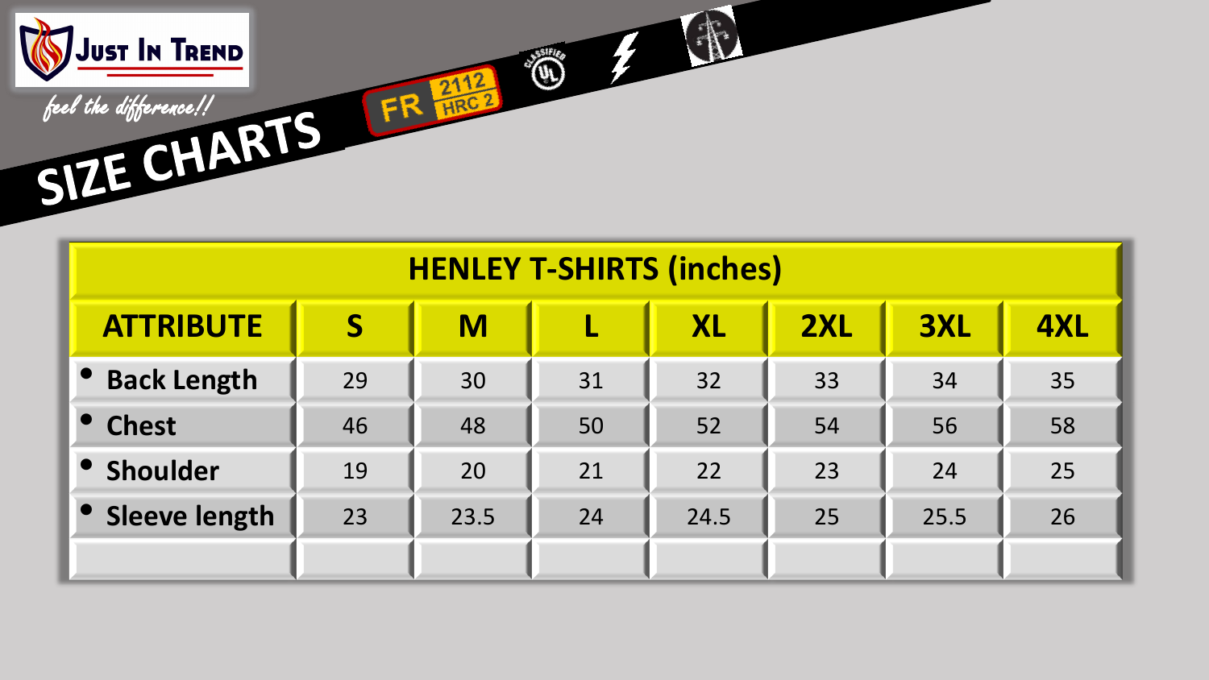Just In Trend

*feel the difference!!*

# SIZE CHARTS

FR 2112 HRC 2

## HENLEY T-SHIRTS (inches)

| ATTRIBUTE | S | M | L | XL | 2XL | 3XL | 4XL |
|---|---|---|---|---|---|---|---|
| • **Back Length** | 29 | 30 | 31 | 32 | 33 | 34 | 35 |
| • **Chest** | 46 | 48 | 50 | 52 | 54 | 56 | 58 |
| • **Shoulder** | 19 | 20 | 21 | 22 | 23 | 24 | 25 |
| • **Sleeve length** | 23 | 23.5 | 24 | 24.5 | 25 | 25.5 | 26 |
| | | | | | | | |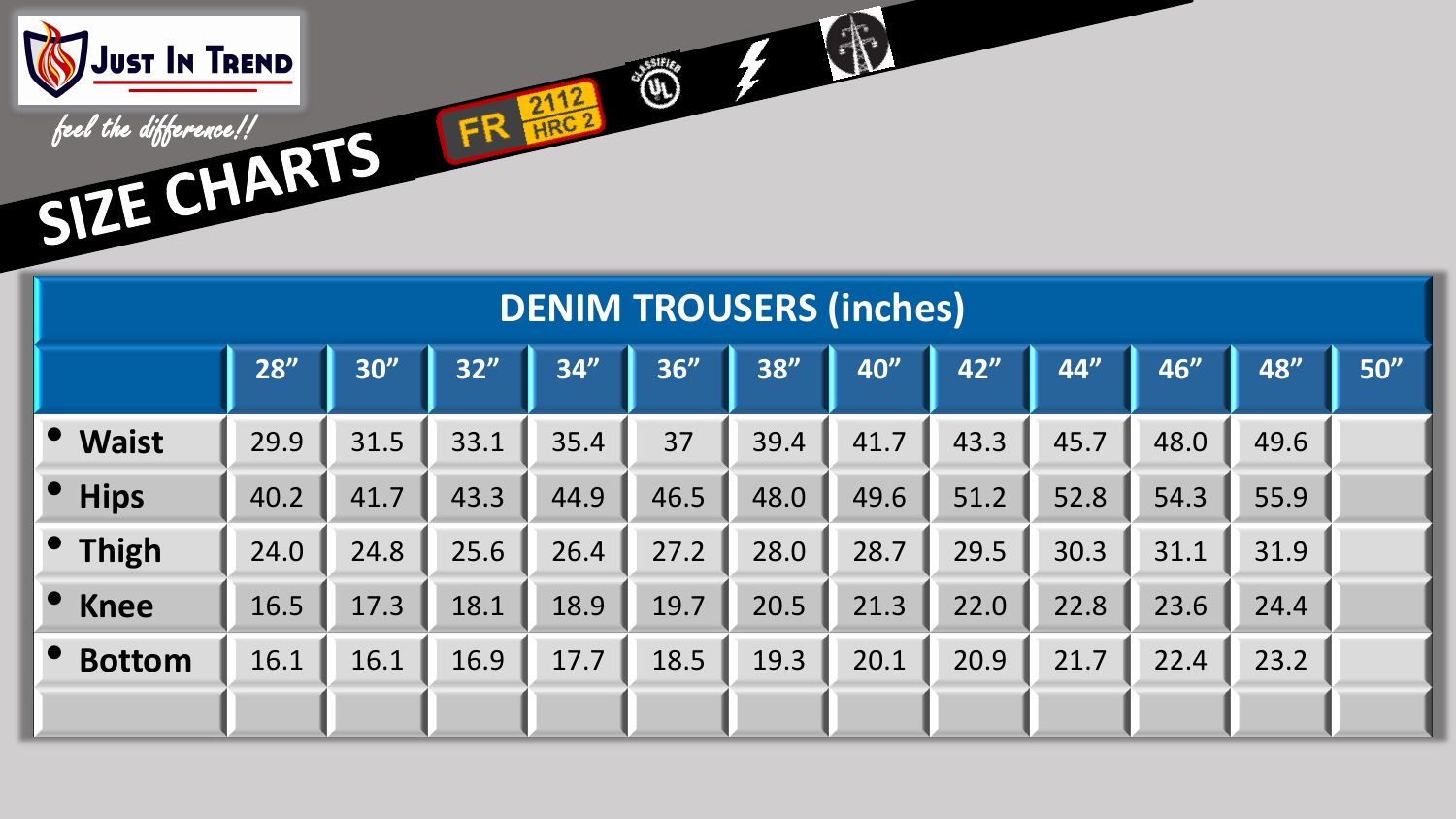**Just In Trend**

*feel the difference!!*

# SIZE CHARTS

FR 2112 HRC 2

## DENIM TROUSERS (inches)

| | 28" | 30" | 32" | 34" | 36" | 38" | 40" | 42" | 44" | 46" | 48" | 50" |
|---|---|---|---|---|---|---|---|---|---|---|---|---|
| • **Waist** | 29.9 | 31.5 | 33.1 | 35.4 | 37 | 39.4 | 41.7 | 43.3 | 45.7 | 48.0 | 49.6 | |
| • **Hips** | 40.2 | 41.7 | 43.3 | 44.9 | 46.5 | 48.0 | 49.6 | 51.2 | 52.8 | 54.3 | 55.9 | |
| • **Thigh** | 24.0 | 24.8 | 25.6 | 26.4 | 27.2 | 28.0 | 28.7 | 29.5 | 30.3 | 31.1 | 31.9 | |
| • **Knee** | 16.5 | 17.3 | 18.1 | 18.9 | 19.7 | 20.5 | 21.3 | 22.0 | 22.8 | 23.6 | 24.4 | |
| • **Bottom** | 16.1 | 16.1 | 16.9 | 17.7 | 18.5 | 19.3 | 20.1 | 20.9 | 21.7 | 22.4 | 23.2 | |
| | | | | | | | | | | | | |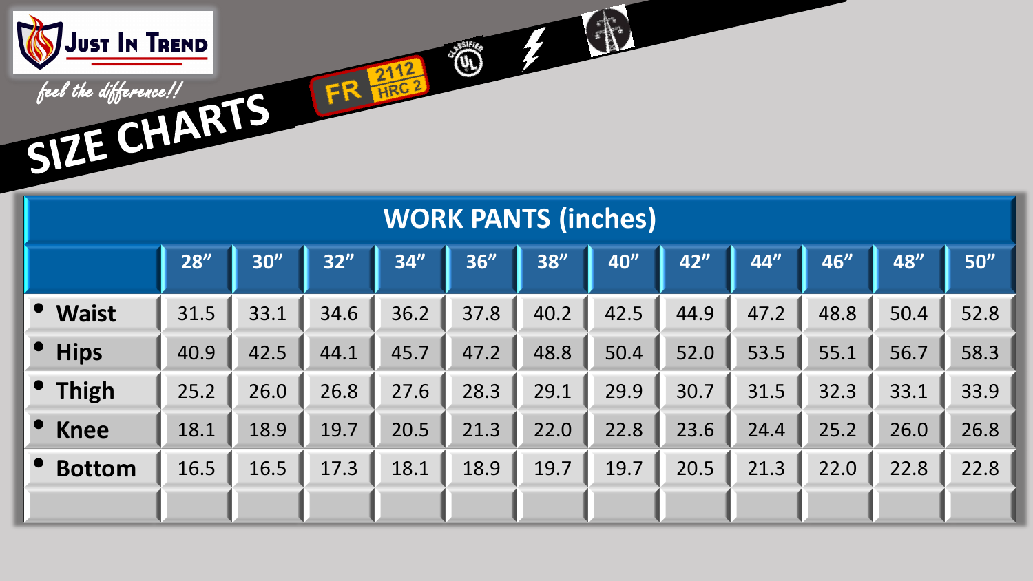JUST IN TREND

*feel the difference!!*

# SIZE CHARTS

FR 2112 HRC 2

## WORK PANTS (inches)

| | 28” | 30” | 32” | 34” | 36” | 38” | 40” | 42” | 44” | 46” | 48” | 50” |
|---|---|---|---|---|---|---|---|---|---|---|---|---|
| • **Waist** | 31.5 | 33.1 | 34.6 | 36.2 | 37.8 | 40.2 | 42.5 | 44.9 | 47.2 | 48.8 | 50.4 | 52.8 |
| • **Hips** | 40.9 | 42.5 | 44.1 | 45.7 | 47.2 | 48.8 | 50.4 | 52.0 | 53.5 | 55.1 | 56.7 | 58.3 |
| • **Thigh** | 25.2 | 26.0 | 26.8 | 27.6 | 28.3 | 29.1 | 29.9 | 30.7 | 31.5 | 32.3 | 33.1 | 33.9 |
| • **Knee** | 18.1 | 18.9 | 19.7 | 20.5 | 21.3 | 22.0 | 22.8 | 23.6 | 24.4 | 25.2 | 26.0 | 26.8 |
| • **Bottom** | 16.5 | 16.5 | 17.3 | 18.1 | 18.9 | 19.7 | 19.7 | 20.5 | 21.3 | 22.0 | 22.8 | 22.8 |
| | | | | | | | | | | | | |